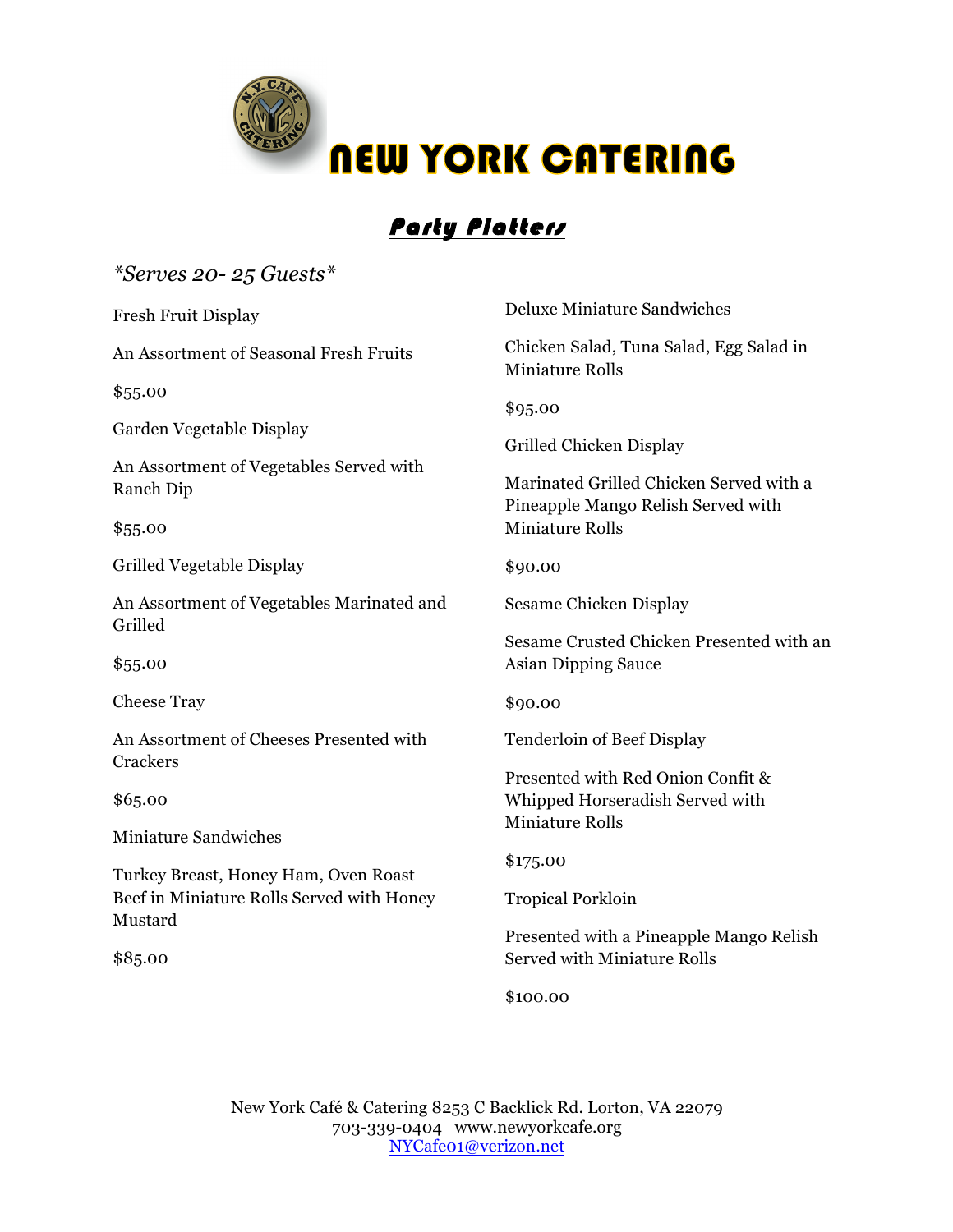# NEW YORK CATERING

## Party Platters

*\*Serves 20- 25 Guests\**

Fresh Fruit Display

An Assortment of Seasonal Fresh Fruits

$55.00

Garden Vegetable Display

An Assortment of Vegetables Served with Ranch Dip

$55.00

Grilled Vegetable Display

An Assortment of Vegetables Marinated and Grilled

$55.00

Cheese Tray

An Assortment of Cheeses Presented with Crackers

$65.00

Miniature Sandwiches

Turkey Breast, Honey Ham, Oven Roast Beef in Miniature Rolls Served with Honey Mustard

$85.00

Deluxe Miniature Sandwiches

Chicken Salad, Tuna Salad, Egg Salad in Miniature Rolls

$95.00

Grilled Chicken Display

Marinated Grilled Chicken Served with a Pineapple Mango Relish Served with Miniature Rolls

$90.00

Sesame Chicken Display

Sesame Crusted Chicken Presented with an Asian Dipping Sauce

$90.00

Tenderloin of Beef Display

Presented with Red Onion Confit & Whipped Horseradish Served with Miniature Rolls

$175.00

Tropical Porkloin

Presented with a Pineapple Mango Relish Served with Miniature Rolls

$100.00

New York Café & Catering 8253 C Backlick Rd. Lorton, VA 22079
703-339-0404 www.newyorkcafe.org
NYCafe01@verizon.net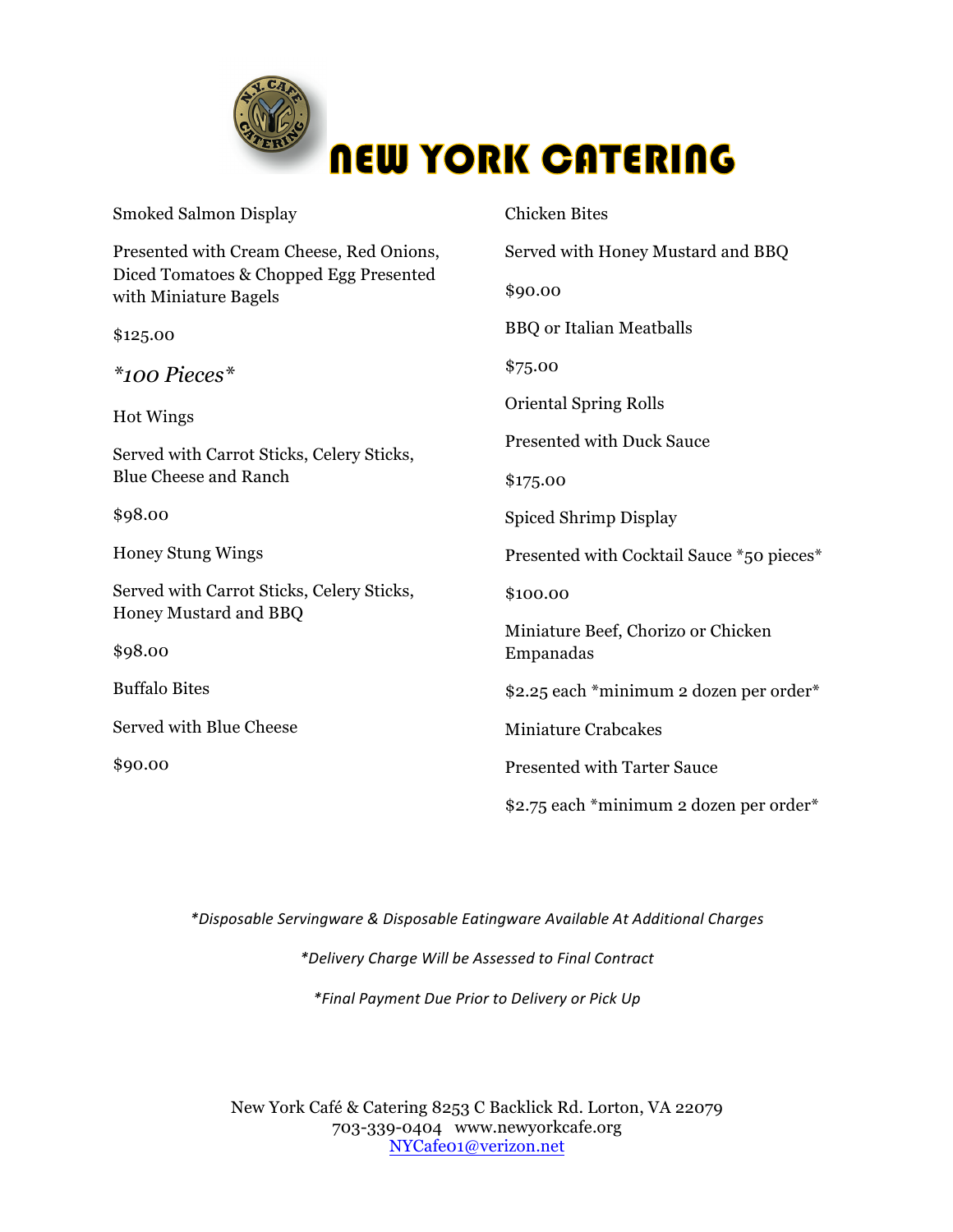# NEW YORK CATERING

Smoked Salmon Display

Presented with Cream Cheese, Red Onions, Diced Tomatoes & Chopped Egg Presented with Miniature Bagels

$125.00

*\*100 Pieces\**

Hot Wings

Served with Carrot Sticks, Celery Sticks, Blue Cheese and Ranch

$98.00

Honey Stung Wings

Served with Carrot Sticks, Celery Sticks, Honey Mustard and BBQ

$98.00

Buffalo Bites

Served with Blue Cheese

$90.00

Chicken Bites

Served with Honey Mustard and BBQ

$90.00

BBQ or Italian Meatballs

$75.00

Oriental Spring Rolls

Presented with Duck Sauce

$175.00

Spiced Shrimp Display

Presented with Cocktail Sauce *50 pieces*

$100.00

Miniature Beef, Chorizo or Chicken Empanadas

$2.25 each *minimum 2 dozen per order*

Miniature Crabcakes

Presented with Tarter Sauce

$2.75 each *minimum 2 dozen per order*

*\*Disposable Servingware & Disposable Eatingware Available At Additional Charges*

*\*Delivery Charge Will be Assessed to Final Contract*

*\*Final Payment Due Prior to Delivery or Pick Up*

New York Café & Catering 8253 C Backlick Rd. Lorton, VA 22079
703-339-0404 www.newyorkcafe.org
NYCafe01@verizon.net